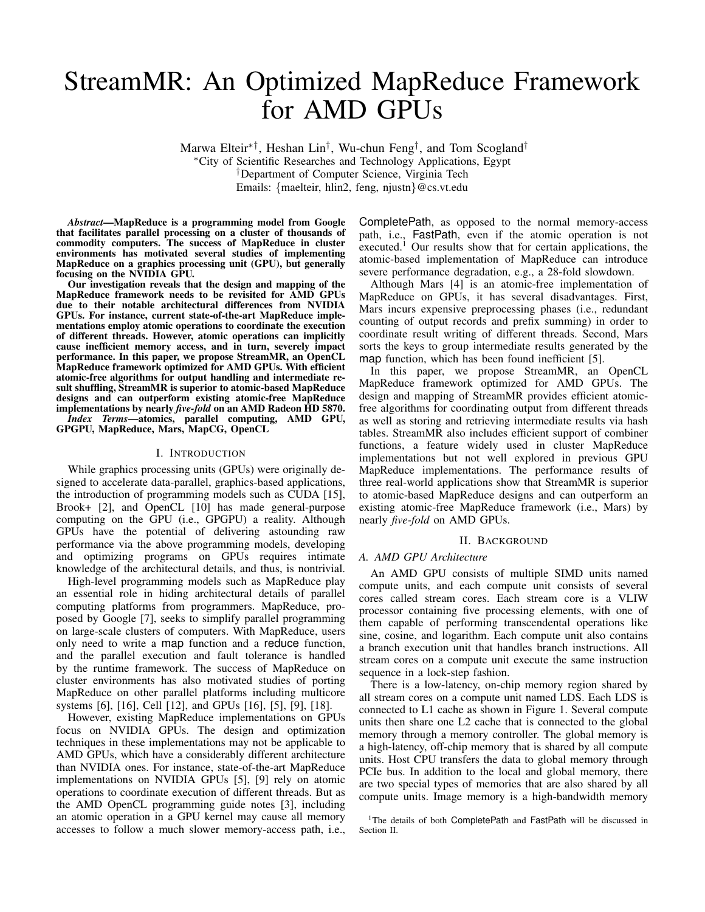# StreamMR: An Optimized MapReduce Framework for AMD GPUs

Marwa Elteir[*,†], Heshan Lin[†], Wu-chun Feng[†], and Tom Scogland[†]

[*]City of Scientific Researches and Technology Applications, Egypt

[†]Department of Computer Science, Virginia Tech

Emails: {maelteir, hlin2, feng, njustn}@cs.vt.edu

***Abstract*—MapReduce is a programming model from Google that facilitates parallel processing on a cluster of thousands of commodity computers. The success of MapReduce in cluster environments has motivated several studies of implementing MapReduce on a graphics processing unit (GPU), but generally focusing on the NVIDIA GPU.**

**Our investigation reveals that the design and mapping of the MapReduce framework needs to be revisited for AMD GPUs due to their notable architectural differences from NVIDIA GPUs. For instance, current state-of-the-art MapReduce implementations employ atomic operations to coordinate the execution of different threads. However, atomic operations can implicitly cause inefficient memory access, and in turn, severely impact performance. In this paper, we propose StreamMR, an OpenCL MapReduce framework optimized for AMD GPUs. With efficient atomic-free algorithms for output handling and intermediate result shuffling, StreamMR is superior to atomic-based MapReduce designs and can outperform existing atomic-free MapReduce implementations by nearly *five-fold* on an AMD Radeon HD 5870.**

***Index Terms*—atomics, parallel computing, AMD GPU, GPGPU, MapReduce, Mars, MapCG, OpenCL**

## I. Introduction

While graphics processing units (GPUs) were originally designed to accelerate data-parallel, graphics-based applications, the introduction of programming models such as CUDA [15], Brook+ [2], and OpenCL [10] has made general-purpose computing on the GPU (i.e., GPGPU) a reality. Although GPUs have the potential of delivering astounding raw performance via the above programming models, developing and optimizing programs on GPUs requires intimate knowledge of the architectural details, and thus, is nontrivial.

High-level programming models such as MapReduce play an essential role in hiding architectural details of parallel computing platforms from programmers. MapReduce, proposed by Google [7], seeks to simplify parallel programming on large-scale clusters of computers. With MapReduce, users only need to write a map function and a reduce function, and the parallel execution and fault tolerance is handled by the runtime framework. The success of MapReduce on cluster environments has also motivated studies of porting MapReduce on other parallel platforms including multicore systems [6], [16], Cell [12], and GPUs [16], [5], [9], [18].

However, existing MapReduce implementations on GPUs focus on NVIDIA GPUs. The design and optimization techniques in these implementations may not be applicable to AMD GPUs, which have a considerably different architecture than NVIDIA ones. For instance, state-of-the-art MapReduce implementations on NVIDIA GPUs [5], [9] rely on atomic operations to coordinate execution of different threads. But as the AMD OpenCL programming guide notes [3], including an atomic operation in a GPU kernel may cause all memory accesses to follow a much slower memory-access path, i.e., CompletePath, as opposed to the normal memory-access path, i.e., FastPath, even if the atomic operation is not executed.[1] Our results show that for certain applications, the atomic-based implementation of MapReduce can introduce severe performance degradation, e.g., a 28-fold slowdown.

Although Mars [4] is an atomic-free implementation of MapReduce on GPUs, it has several disadvantages. First, Mars incurs expensive preprocessing phases (i.e., redundant counting of output records and prefix summing) in order to coordinate result writing of different threads. Second, Mars sorts the keys to group intermediate results generated by the map function, which has been found inefficient [5].

In this paper, we propose StreamMR, an OpenCL MapReduce framework optimized for AMD GPUs. The design and mapping of StreamMR provides efficient atomic-free algorithms for coordinating output from different threads as well as storing and retrieving intermediate results via hash tables. StreamMR also includes efficient support of combiner functions, a feature widely used in cluster MapReduce implementations but not well explored in previous GPU MapReduce implementations. The performance results of three real-world applications show that StreamMR is superior to atomic-based MapReduce designs and can outperform an existing atomic-free MapReduce framework (i.e., Mars) by nearly *five-fold* on AMD GPUs.

## II. Background

### A. AMD GPU Architecture

An AMD GPU consists of multiple SIMD units named compute units, and each compute unit consists of several cores called stream cores. Each stream core is a VLIW processor containing five processing elements, with one of them capable of performing transcendental operations like sine, cosine, and logarithm. Each compute unit also contains a branch execution unit that handles branch instructions. All stream cores on a compute unit execute the same instruction sequence in a lock-step fashion.

There is a low-latency, on-chip memory region shared by all stream cores on a compute unit named LDS. Each LDS is connected to L1 cache as shown in Figure 1. Several compute units then share one L2 cache that is connected to the global memory through a memory controller. The global memory is a high-latency, off-chip memory that is shared by all compute units. Host CPU transfers the data to global memory through PCIe bus. In addition to the local and global memory, there are two special types of memories that are also shared by all compute units. Image memory is a high-bandwidth memory

[1]The details of both CompletePath and FastPath will be discussed in Section II.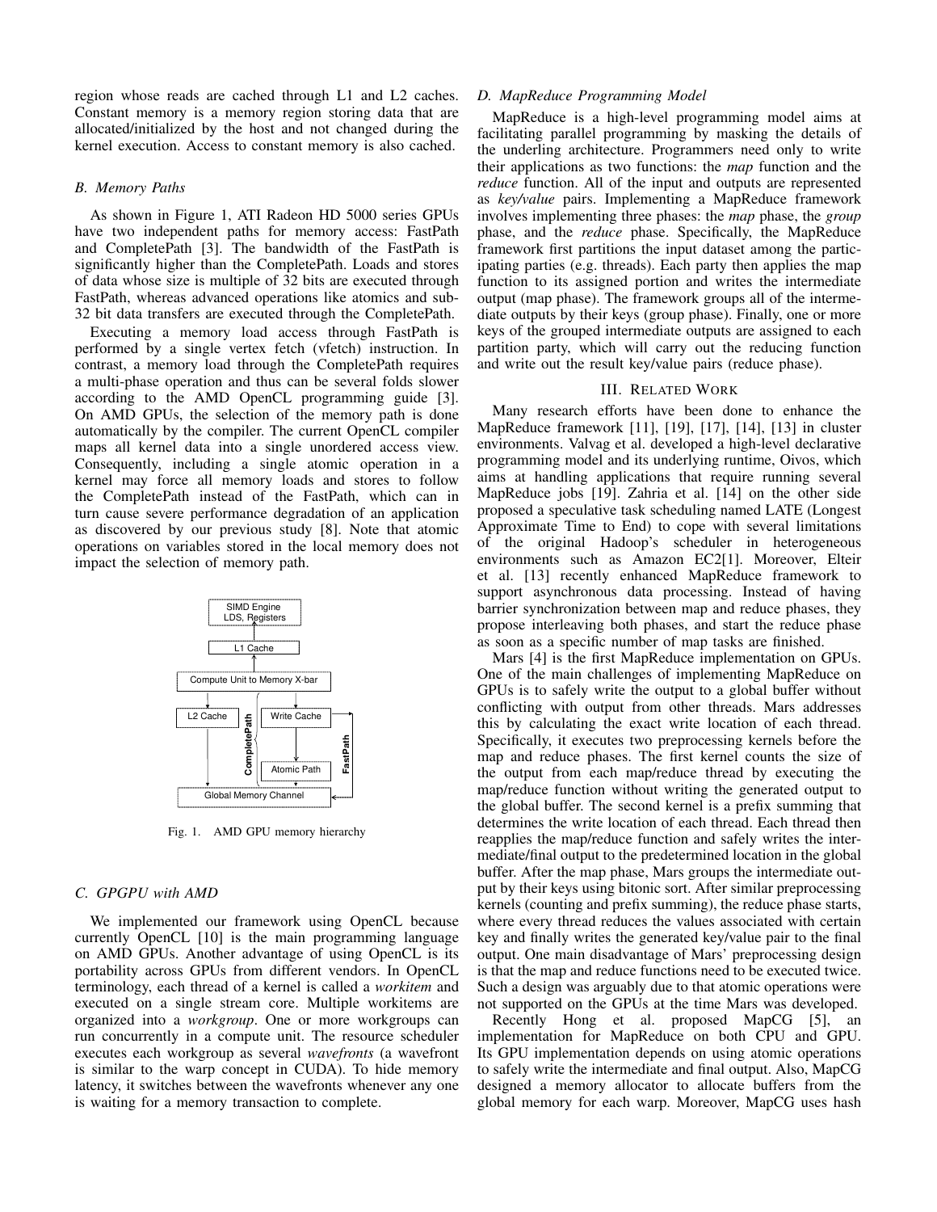region whose reads are cached through L1 and L2 caches. Constant memory is a memory region storing data that are allocated/initialized by the host and not changed during the kernel execution. Access to constant memory is also cached.

### *B. Memory Paths*

As shown in Figure 1, ATI Radeon HD 5000 series GPUs have two independent paths for memory access: FastPath and CompletePath [3]. The bandwidth of the FastPath is significantly higher than the CompletePath. Loads and stores of data whose size is multiple of 32 bits are executed through FastPath, whereas advanced operations like atomics and sub-32 bit data transfers are executed through the CompletePath.

Executing a memory load access through FastPath is performed by a single vertex fetch (vfetch) instruction. In contrast, a memory load through the CompletePath requires a multi-phase operation and thus can be several folds slower according to the AMD OpenCL programming guide [3]. On AMD GPUs, the selection of the memory path is done automatically by the compiler. The current OpenCL compiler maps all kernel data into a single unordered access view. Consequently, including a single atomic operation in a kernel may force all memory loads and stores to follow the CompletePath instead of the FastPath, which can in turn cause severe performance degradation of an application as discovered by our previous study [8]. Note that atomic operations on variables stored in the local memory does not impact the selection of memory path.

SIMD Engine
LDS, Registers
L1 Cache
Compute Unit to Memory X-bar
L2 Cache
Write Cache
CompletePath
Atomic Path
FastPath
Global Memory Channel

Fig. 1. AMD GPU memory hierarchy

### *C. GPGPU with AMD*

We implemented our framework using OpenCL because currently OpenCL [10] is the main programming language on AMD GPUs. Another advantage of using OpenCL is its portability across GPUs from different vendors. In OpenCL terminology, each thread of a kernel is called a *workitem* and executed on a single stream core. Multiple workitems are organized into a *workgroup*. One or more workgroups can run concurrently in a compute unit. The resource scheduler executes each workgroup as several *wavefronts* (a wavefront is similar to the warp concept in CUDA). To hide memory latency, it switches between the wavefronts whenever any one is waiting for a memory transaction to complete.

### *D. MapReduce Programming Model*

MapReduce is a high-level programming model aims at facilitating parallel programming by masking the details of the underling architecture. Programmers need only to write their applications as two functions: the *map* function and the *reduce* function. All of the input and outputs are represented as *key/value* pairs. Implementing a MapReduce framework involves implementing three phases: the *map* phase, the *group* phase, and the *reduce* phase. Specifically, the MapReduce framework first partitions the input dataset among the participating parties (e.g. threads). Each party then applies the map function to its assigned portion and writes the intermediate output (map phase). The framework groups all of the intermediate outputs by their keys (group phase). Finally, one or more keys of the grouped intermediate outputs are assigned to each partition party, which will carry out the reducing function and write out the result key/value pairs (reduce phase).

## III. Related Work

Many research efforts have been done to enhance the MapReduce framework [11], [19], [17], [14], [13] in cluster environments. Valvag et al. developed a high-level declarative programming model and its underlying runtime, Oivos, which aims at handling applications that require running several MapReduce jobs [19]. Zahria et al. [14] on the other side proposed a speculative task scheduling named LATE (Longest Approximate Time to End) to cope with several limitations of the original Hadoop's scheduler in heterogeneous environments such as Amazon EC2[1]. Moreover, Elteir et al. [13] recently enhanced MapReduce framework to support asynchronous data processing. Instead of having barrier synchronization between map and reduce phases, they propose interleaving both phases, and start the reduce phase as soon as a specific number of map tasks are finished.

Mars [4] is the first MapReduce implementation on GPUs. One of the main challenges of implementing MapReduce on GPUs is to safely write the output to a global buffer without conflicting with output from other threads. Mars addresses this by calculating the exact write location of each thread. Specifically, it executes two preprocessing kernels before the map and reduce phases. The first kernel counts the size of the output from each map/reduce thread by executing the map/reduce function without writing the generated output to the global buffer. The second kernel is a prefix summing that determines the write location of each thread. Each thread then reapplies the map/reduce function and safely writes the intermediate/final output to the predetermined location in the global buffer. After the map phase, Mars groups the intermediate output by their keys using bitonic sort. After similar preprocessing kernels (counting and prefix summing), the reduce phase starts, where every thread reduces the values associated with certain key and finally writes the generated key/value pair to the final output. One main disadvantage of Mars' preprocessing design is that the map and reduce functions need to be executed twice. Such a design was arguably due to that atomic operations were not supported on the GPUs at the time Mars was developed.

Recently Hong et al. proposed MapCG [5], an implementation for MapReduce on both CPU and GPU. Its GPU implementation depends on using atomic operations to safely write the intermediate and final output. Also, MapCG designed a memory allocator to allocate buffers from the global memory for each warp. Moreover, MapCG uses hash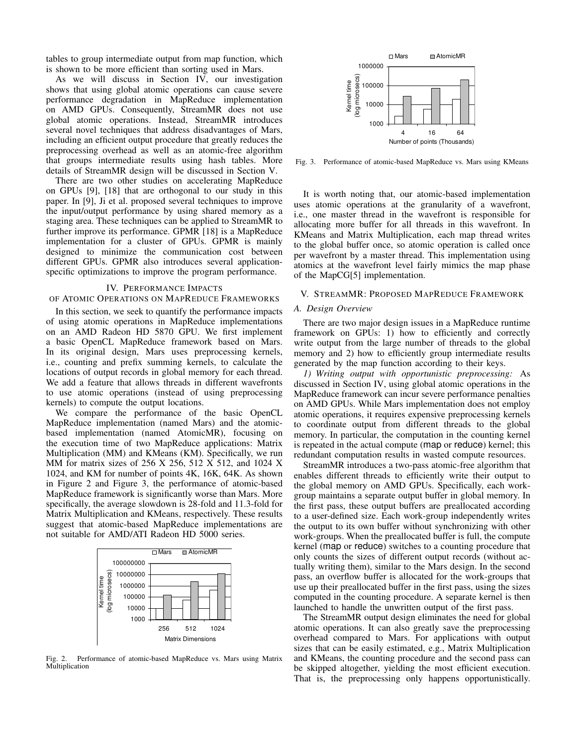tables to group intermediate output from map function, which is shown to be more efficient than sorting used in Mars.

As we will discuss in Section IV, our investigation shows that using global atomic operations can cause severe performance degradation in MapReduce implementation on AMD GPUs. Consequently, StreamMR does not use global atomic operations. Instead, StreamMR introduces several novel techniques that address disadvantages of Mars, including an efficient output procedure that greatly reduces the preprocessing overhead as well as an atomic-free algorithm that groups intermediate results using hash tables. More details of StreamMR design will be discussed in Section V.

There are two other studies on accelerating MapReduce on GPUs [9], [18] that are orthogonal to our study in this paper. In [9], Ji et al. proposed several techniques to improve the input/output performance by using shared memory as a staging area. These techniques can be applied to StreamMR to further improve its performance. GPMR [18] is a MapReduce implementation for a cluster of GPUs. GPMR is mainly designed to minimize the communication cost between different GPUs. GPMR also introduces several application-specific optimizations to improve the program performance.

## IV. Performance Impacts of Atomic Operations on MapReduce Frameworks

In this section, we seek to quantify the performance impacts of using atomic operations in MapReduce implementations on an AMD Radeon HD 5870 GPU. We first implement a basic OpenCL MapReduce framework based on Mars. In its original design, Mars uses preprocessing kernels, i.e., counting and prefix summing kernels, to calculate the locations of output records in global memory for each thread. We add a feature that allows threads in different wavefronts to use atomic operations (instead of using preprocessing kernels) to compute the output locations.

We compare the performance of the basic OpenCL MapReduce implementation (named Mars) and the atomic-based implementation (named AtomicMR), focusing on the execution time of two MapReduce applications: Matrix Multiplication (MM) and KMeans (KM). Specifically, we run MM for matrix sizes of 256 X 256, 512 X 512, and 1024 X 1024, and KM for number of points 4K, 16K, 64K. As shown in Figure 2 and Figure 3, the performance of atomic-based MapReduce framework is significantly worse than Mars. More specifically, the average slowdown is 28-fold and 11.3-fold for Matrix Multiplication and KMeans, respectively. These results suggest that atomic-based MapReduce implementations are not suitable for AMD/ATI Radeon HD 5000 series.

Mars
AtomicMR
Kernel time (log microsecs)
100000000
10000000
1000000
100000
10000
1000
256
512
1024
Matrix Dimensions

Fig. 2. Performance of atomic-based MapReduce vs. Mars using Matrix Multiplication

Mars
AtomicMR
Kernel time (log microsecs)
1000000
100000
10000
1000
4
16
64
Number of points (Thousands)

Fig. 3. Performance of atomic-based MapReduce vs. Mars using KMeans

It is worth noting that, our atomic-based implementation uses atomic operations at the granularity of a wavefront, i.e., one master thread in the wavefront is responsible for allocating more buffer for all threads in this wavefront. In KMeans and Matrix Multiplication, each map thread writes to the global buffer once, so atomic operation is called once per wavefront by a master thread. This implementation using atomics at the wavefront level fairly mimics the map phase of the MapCG[5] implementation.

## V. StreamMR: Proposed MapReduce Framework

### A. Design Overview

There are two major design issues in a MapReduce runtime framework on GPUs: 1) how to efficiently and correctly write output from the large number of threads to the global memory and 2) how to efficiently group intermediate results generated by the map function according to their keys.

*1) Writing output with opportunistic preprocessing:* As discussed in Section IV, using global atomic operations in the MapReduce framework can incur severe performance penalties on AMD GPUs. While Mars implementation does not employ atomic operations, it requires expensive preprocessing kernels to coordinate output from different threads to the global memory. In particular, the computation in the counting kernel is repeated in the actual compute (map or reduce) kernel; this redundant computation results in wasted compute resources.

StreamMR introduces a two-pass atomic-free algorithm that enables different threads to efficiently write their output to the global memory on AMD GPUs. Specifically, each work-group maintains a separate output buffer in global memory. In the first pass, these output buffers are preallocated according to a user-defined size. Each work-group independently writes the output to its own buffer without synchronizing with other work-groups. When the preallocated buffer is full, the compute kernel (map or reduce) switches to a counting procedure that only counts the sizes of different output records (without actually writing them), similar to the Mars design. In the second pass, an overflow buffer is allocated for the work-groups that use up their preallocated buffer in the first pass, using the sizes computed in the counting procedure. A separate kernel is then launched to handle the unwritten output of the first pass.

The StreamMR output design eliminates the need for global atomic operations. It can also greatly save the preprocessing overhead compared to Mars. For applications with output sizes that can be easily estimated, e.g., Matrix Multiplication and KMeans, the counting procedure and the second pass can be skipped altogether, yielding the most efficient execution. That is, the preprocessing only happens opportunistically.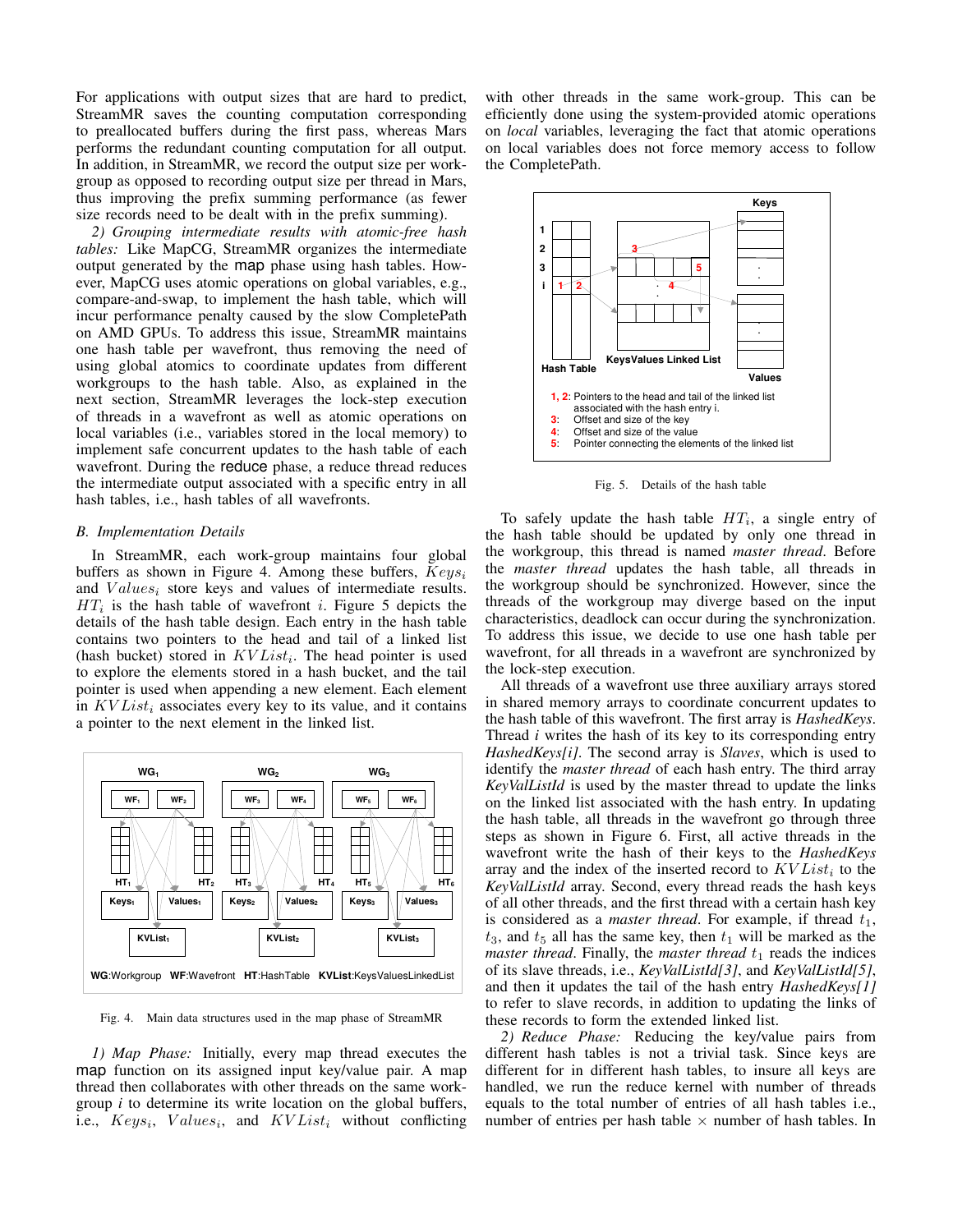For applications with output sizes that are hard to predict, StreamMR saves the counting computation corresponding to preallocated buffers during the first pass, whereas Mars performs the redundant counting computation for all output. In addition, in StreamMR, we record the output size per work-group as opposed to recording output size per thread in Mars, thus improving the prefix summing performance (as fewer size records need to be dealt with in the prefix summing).

*2) Grouping intermediate results with atomic-free hash tables:* Like MapCG, StreamMR organizes the intermediate output generated by the map phase using hash tables. However, MapCG uses atomic operations on global variables, e.g., compare-and-swap, to implement the hash table, which will incur performance penalty caused by the slow CompletePath on AMD GPUs. To address this issue, StreamMR maintains one hash table per wavefront, thus removing the need of using global atomics to coordinate updates from different workgroups to the hash table. Also, as explained in the next section, StreamMR leverages the lock-step execution of threads in a wavefront as well as atomic operations on local variables (i.e., variables stored in the local memory) to implement safe concurrent updates to the hash table of each wavefront. During the reduce phase, a reduce thread reduces the intermediate output associated with a specific entry in all hash tables, i.e., hash tables of all wavefronts.

### B. Implementation Details

In StreamMR, each work-group maintains four global buffers as shown in Figure 4. Among these buffers, $Keys_i$ and $Values_i$ store keys and values of intermediate results. $HT_i$ is the hash table of wavefront $i$. Figure 5 depicts the details of the hash table design. Each entry in the hash table contains two pointers to the head and tail of a linked list (hash bucket) stored in $KVList_i$. The head pointer is used to explore the elements stored in a hash bucket, and the tail pointer is used when appending a new element. Each element in $KVList_i$ associates every key to its value, and it contains a pointer to the next element in the linked list.

Fig. 4. Main data structures used in the map phase of StreamMR

*1) Map Phase:* Initially, every map thread executes the map function on its assigned input key/value pair. A map thread then collaborates with other threads on the same work-group $i$ to determine its write location on the global buffers, i.e., $Keys_i$, $Values_i$, and $KVList_i$ without conflicting with other threads in the same work-group. This can be efficiently done using the system-provided atomic operations on *local* variables, leveraging the fact that atomic operations on local variables does not force memory access to follow the CompletePath.

Fig. 5. Details of the hash table

To safely update the hash table $HT_i$, a single entry of the hash table should be updated by only one thread in the workgroup, this thread is named *master thread*. Before the *master thread* updates the hash table, all threads in the workgroup should be synchronized. However, since the threads of the workgroup may diverge based on the input characteristics, deadlock can occur during the synchronization. To address this issue, we decide to use one hash table per wavefront, for all threads in a wavefront are synchronized by the lock-step execution.

All threads of a wavefront use three auxiliary arrays stored in shared memory arrays to coordinate concurrent updates to the hash table of this wavefront. The first array is *HashedKeys*. Thread *i* writes the hash of its key to its corresponding entry *HashedKeys[i]*. The second array is *Slaves*, which is used to identify the *master thread* of each hash entry. The third array *KeyValListId* is used by the master thread to update the links on the linked list associated with the hash entry. In updating the hash table, all threads in the wavefront go through three steps as shown in Figure 6. First, all active threads in the wavefront write the hash of their keys to the *HashedKeys* array and the index of the inserted record to $KVList_i$ to the *KeyValListId* array. Second, every thread reads the hash keys of all other threads, and the first thread with a certain hash key is considered as a *master thread*. For example, if thread $t_1$, $t_3$, and $t_5$ all has the same key, then $t_1$ will be marked as the *master thread*. Finally, the *master thread* $t_1$ reads the indices of its slave threads, i.e., *KeyValListId[3]*, and *KeyValListId[5]*, and then it updates the tail of the hash entry *HashedKeys[1]* to refer to slave records, in addition to updating the links of these records to form the extended linked list.

*2) Reduce Phase:* Reducing the key/value pairs from different hash tables is not a trivial task. Since keys are different for in different hash tables, to insure all keys are handled, we run the reduce kernel with number of threads equals to the total number of entries of all hash tables i.e., number of entries per hash table $\times$ number of hash tables. In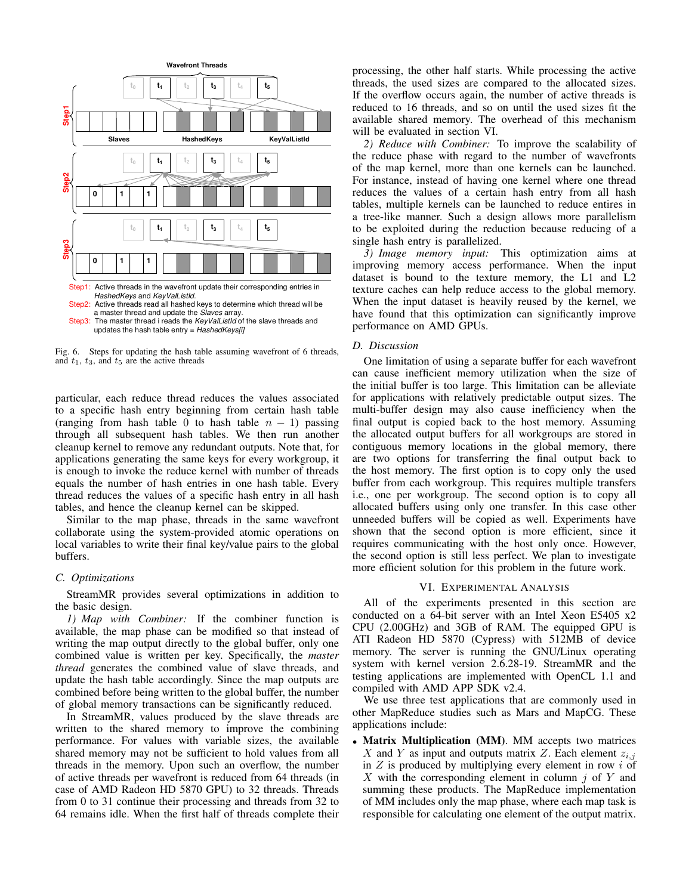Wavefront Threads

$t_0$ $t_1$ $t_2$ $t_3$ $t_4$ $t_5$

Step1

Slaves HashedKeys KeyValListId

Step2

0 1 1

Step3

0 1 1

Step1: Active threads in the wavefront update their corresponding entries in *HashedKeys* and *KeyValListId*.

Step2: Active threads read all hashed keys to determine which thread will be a master thread and update the *Slaves* array.

Step3: The master thread i reads the *KeyValListId* of the slave threads and updates the hash table entry = *HashedKeys[i]*

Fig. 6. Steps for updating the hash table assuming wavefront of 6 threads, and $t_1$, $t_3$, and $t_5$ are the active threads

particular, each reduce thread reduces the values associated to a specific hash entry beginning from certain hash table (ranging from hash table 0 to hash table $n - 1$) passing through all subsequent hash tables. We then run another cleanup kernel to remove any redundant outputs. Note that, for applications generating the same keys for every workgroup, it is enough to invoke the reduce kernel with number of threads equals the number of hash entries in one hash table. Every thread reduces the values of a specific hash entry in all hash tables, and hence the cleanup kernel can be skipped.

Similar to the map phase, threads in the same wavefront collaborate using the system-provided atomic operations on local variables to write their final key/value pairs to the global buffers.

### C. Optimizations

StreamMR provides several optimizations in addition to the basic design.

*1) Map with Combiner:* If the combiner function is available, the map phase can be modified so that instead of writing the map output directly to the global buffer, only one combined value is written per key. Specifically, the *master thread* generates the combined value of slave threads, and update the hash table accordingly. Since the map outputs are combined before being written to the global buffer, the number of global memory transactions can be significantly reduced.

In StreamMR, values produced by the slave threads are written to the shared memory to improve the combining performance. For values with variable sizes, the available shared memory may not be sufficient to hold values from all threads in the memory. Upon such an overflow, the number of active threads per wavefront is reduced from 64 threads (in case of AMD Radeon HD 5870 GPU) to 32 threads. Threads from 0 to 31 continue their processing and threads from 32 to 64 remains idle. When the first half of threads complete their processing, the other half starts. While processing the active threads, the used sizes are compared to the allocated sizes. If the overflow occurs again, the number of active threads is reduced to 16 threads, and so on until the used sizes fit the available shared memory. The overhead of this mechanism will be evaluated in section VI.

*2) Reduce with Combiner:* To improve the scalability of the reduce phase with regard to the number of wavefronts of the map kernel, more than one kernels can be launched. For instance, instead of having one kernel where one thread reduces the values of a certain hash entry from all hash tables, multiple kernels can be launched to reduce entires in a tree-like manner. Such a design allows more parallelism to be exploited during the reduction because reducing of a single hash entry is parallelized.

*3) Image memory input:* This optimization aims at improving memory access performance. When the input dataset is bound to the texture memory, the L1 and L2 texture caches can help reduce access to the global memory. When the input dataset is heavily reused by the kernel, we have found that this optimization can significantly improve performance on AMD GPUs.

### D. Discussion

One limitation of using a separate buffer for each wavefront can cause inefficient memory utilization when the size of the initial buffer is too large. This limitation can be alleviate for applications with relatively predictable output sizes. The multi-buffer design may also cause inefficiency when the final output is copied back to the host memory. Assuming the allocated output buffers for all workgroups are stored in contiguous memory locations in the global memory, there are two options for transferring the final output back to the host memory. The first option is to copy only the used buffer from each workgroup. This requires multiple transfers i.e., one per workgroup. The second option is to copy all allocated buffers using only one transfer. In this case other unneeded buffers will be copied as well. Experiments have shown that the second option is more efficient, since it requires communicating with the host only once. However, the second option is still less perfect. We plan to investigate more efficient solution for this problem in the future work.

## VI. Experimental Analysis

All of the experiments presented in this section are conducted on a 64-bit server with an Intel Xeon E5405 x2 CPU (2.00GHz) and 3GB of RAM. The equipped GPU is ATI Radeon HD 5870 (Cypress) with 512MB of device memory. The server is running the GNU/Linux operating system with kernel version 2.6.28-19. StreamMR and the testing applications are implemented with OpenCL 1.1 and compiled with AMD APP SDK v2.4.

We use three test applications that are commonly used in other MapReduce studies such as Mars and MapCG. These applications include:

- **Matrix Multiplication (MM)**. MM accepts two matrices $X$ and $Y$ as input and outputs matrix $Z$. Each element $z_{i,j}$ in $Z$ is produced by multiplying every element in row $i$ of $X$ with the corresponding element in column $j$ of $Y$ and summing these products. The MapReduce implementation of MM includes only the map phase, where each map task is responsible for calculating one element of the output matrix.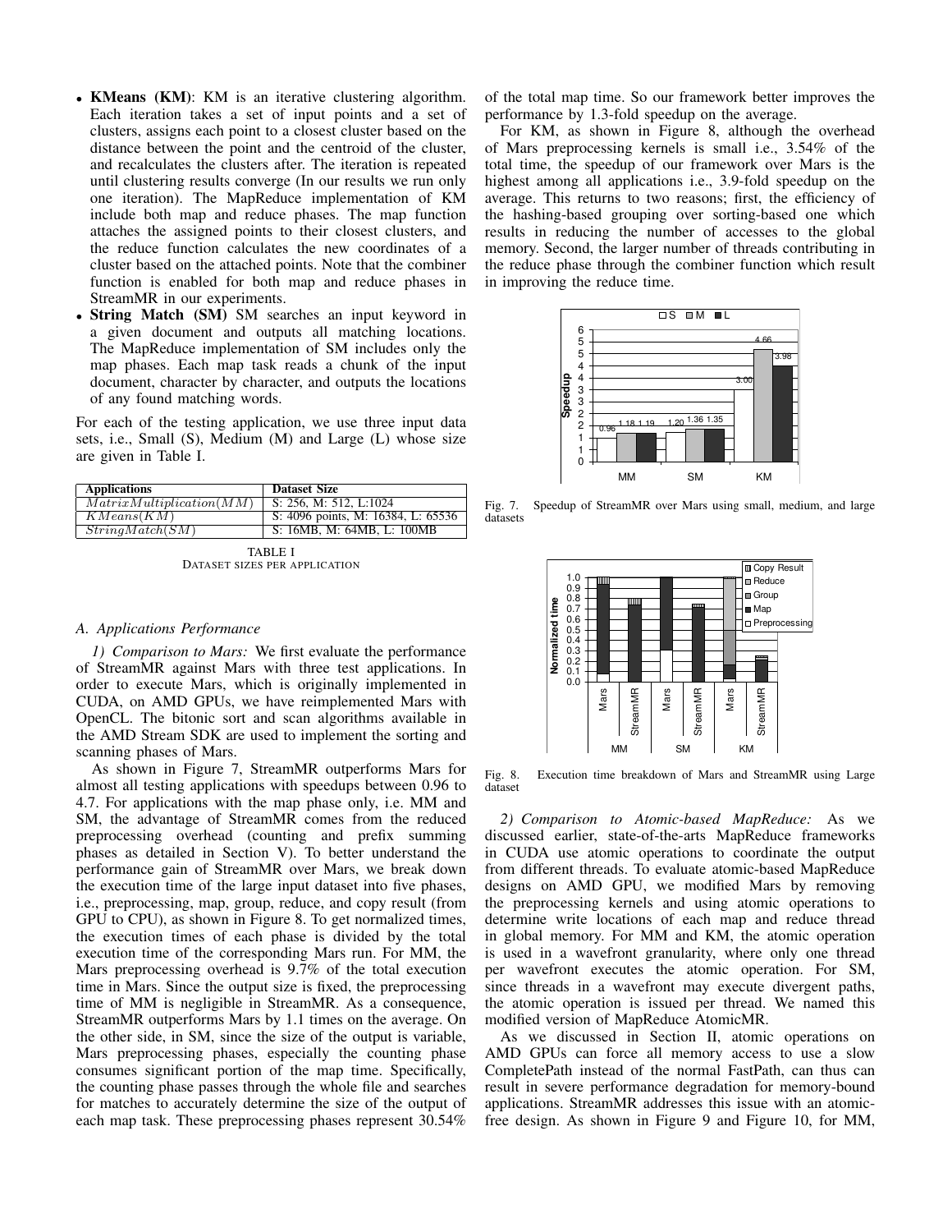- **KMeans (KM)**: KM is an iterative clustering algorithm. Each iteration takes a set of input points and a set of clusters, assigns each point to a closest cluster based on the distance between the point and the centroid of the cluster, and recalculates the clusters after. The iteration is repeated until clustering results converge (In our results we run only one iteration). The MapReduce implementation of KM include both map and reduce phases. The map function attaches the assigned points to their closest clusters, and the reduce function calculates the new coordinates of a cluster based on the attached points. Note that the combiner function is enabled for both map and reduce phases in StreamMR in our experiments.
- **String Match (SM)** SM searches an input keyword in a given document and outputs all matching locations. The MapReduce implementation of SM includes only the map phases. Each map task reads a chunk of the input document, character by character, and outputs the locations of any found matching words.

For each of the testing application, we use three input data sets, i.e., Small (S), Medium (M) and Large (L) whose size are given in Table I.

| Applications | Dataset Size |
|---|---|
| $MatrixMultiplication(MM)$ | S: 256, M: 512, L:1024 |
| $KMeans(KM)$ | S: 4096 points, M: 16384, L: 65536 |
| $StringMatch(SM)$ | S: 16MB, M: 64MB, L: 100MB |

TABLE I
DATASET SIZES PER APPLICATION

### A. Applications Performance

*1) Comparison to Mars:* We first evaluate the performance of StreamMR against Mars with three test applications. In order to execute Mars, which is originally implemented in CUDA, on AMD GPUs, we have reimplemented Mars with OpenCL. The bitonic sort and scan algorithms available in the AMD Stream SDK are used to implement the sorting and scanning phases of Mars.

As shown in Figure 7, StreamMR outperforms Mars for almost all testing applications with speedups between 0.96 to 4.7. For applications with the map phase only, i.e. MM and SM, the advantage of StreamMR comes from the reduced preprocessing overhead (counting and prefix summing phases as detailed in Section V). To better understand the performance gain of StreamMR over Mars, we break down the execution time of the large input dataset into five phases, i.e., preprocessing, map, group, reduce, and copy result (from GPU to CPU), as shown in Figure 8. To get normalized times, the execution times of each phase is divided by the total execution time of the corresponding Mars run. For MM, the Mars preprocessing overhead is 9.7% of the total execution time in Mars. Since the output size is fixed, the preprocessing time of MM is negligible in StreamMR. As a consequence, StreamMR outperforms Mars by 1.1 times on the average. On the other side, in SM, since the size of the output is variable, Mars preprocessing phases, especially the counting phase consumes significant portion of the map time. Specifically, the counting phase passes through the whole file and searches for matches to accurately determine the size of the output of each map task. These preprocessing phases represent 30.54% of the total map time. So our framework better improves the performance by 1.3-fold speedup on the average.

For KM, as shown in Figure 8, although the overhead of Mars preprocessing kernels is small i.e., 3.54% of the total time, the speedup of our framework over Mars is the highest among all applications i.e., 3.9-fold speedup on the average. This returns to two reasons; first, the efficiency of the hashing-based grouping over sorting-based one which results in reducing the number of accesses to the global memory. Second, the larger number of threads contributing in the reduce phase through the combiner function which result in improving the reduce time.

Fig. 7. Speedup of StreamMR over Mars using small, medium, and large datasets

Fig. 8. Execution time breakdown of Mars and StreamMR using Large dataset

*2) Comparison to Atomic-based MapReduce:* As we discussed earlier, state-of-the-arts MapReduce frameworks in CUDA use atomic operations to coordinate the output from different threads. To evaluate atomic-based MapReduce designs on AMD GPU, we modified Mars by removing the preprocessing kernels and using atomic operations to determine write locations of each map and reduce thread in global memory. For MM and KM, the atomic operation is used in a wavefront granularity, where only one thread per wavefront executes the atomic operation. For SM, since threads in a wavefront may execute divergent paths, the atomic operation is issued per thread. We named this modified version of MapReduce AtomicMR.

As we discussed in Section II, atomic operations on AMD GPUs can force all memory access to use a slow CompletePath instead of the normal FastPath, can thus can result in severe performance degradation for memory-bound applications. StreamMR addresses this issue with an atomic-free design. As shown in Figure 9 and Figure 10, for MM,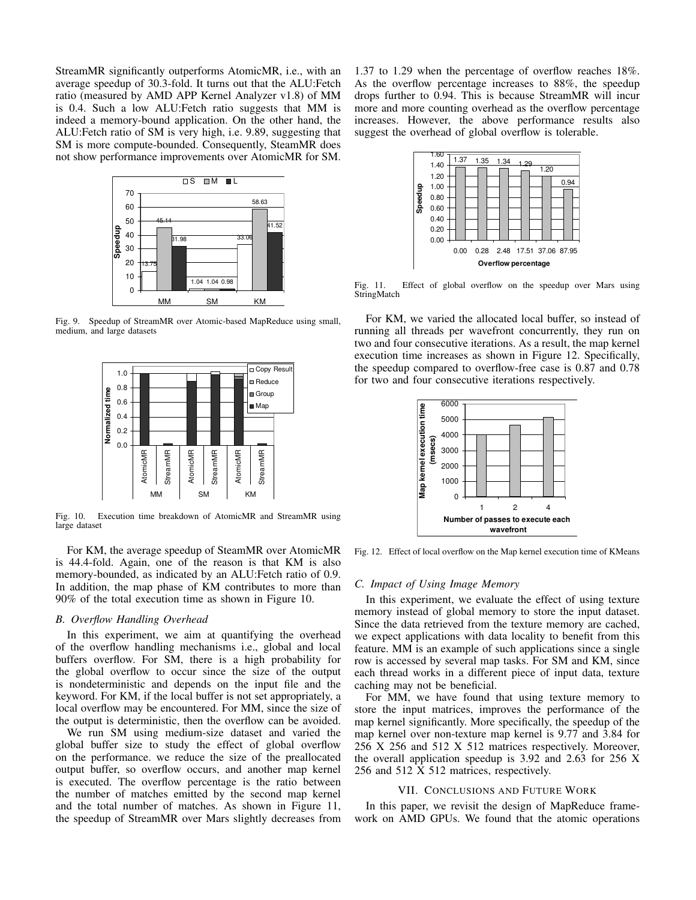StreamMR significantly outperforms AtomicMR, i.e., with an average speedup of 30.3-fold. It turns out that the ALU:Fetch ratio (measured by AMD APP Kernel Analyzer v1.8) of MM is 0.4. Such a low ALU:Fetch ratio suggests that MM is indeed a memory-bound application. On the other hand, the ALU:Fetch ratio of SM is very high, i.e. 9.89, suggesting that SM is more compute-bounded. Consequently, SteamMR does not show performance improvements over AtomicMR for SM.

Fig. 9. Speedup of StreamMR over Atomic-based MapReduce using small, medium, and large datasets

Fig. 10. Execution time breakdown of AtomicMR and StreamMR using large dataset

For KM, the average speedup of SteamMR over AtomicMR is 44.4-fold. Again, one of the reason is that KM is also memory-bounded, as indicated by an ALU:Fetch ratio of 0.9. In addition, the map phase of KM contributes to more than 90% of the total execution time as shown in Figure 10.

### *B. Overflow Handling Overhead*

In this experiment, we aim at quantifying the overhead of the overflow handling mechanisms i.e., global and local buffers overflow. For SM, there is a high probability for the global overflow to occur since the size of the output is nondeterministic and depends on the input file and the keyword. For KM, if the local buffer is not set appropriately, a local overflow may be encountered. For MM, since the size of the output is deterministic, then the overflow can be avoided.

We run SM using medium-size dataset and varied the global buffer size to study the effect of global overflow on the performance. we reduce the size of the preallocated output buffer, so overflow occurs, and another map kernel is executed. The overflow percentage is the ratio between the number of matches emitted by the second map kernel and the total number of matches. As shown in Figure 11, the speedup of StreamMR over Mars slightly decreases from 1.37 to 1.29 when the percentage of overflow reaches 18%. As the overflow percentage increases to 88%, the speedup drops further to 0.94. This is because StreamMR will incur more and more counting overhead as the overflow percentage increases. However, the above performance results also suggest the overhead of global overflow is tolerable.

Fig. 11. Effect of global overflow on the speedup over Mars using StringMatch

For KM, we varied the allocated local buffer, so instead of running all threads per wavefront concurrently, they run on two and four consecutive iterations. As a result, the map kernel execution time increases as shown in Figure 12. Specifically, the speedup compared to overflow-free case is 0.87 and 0.78 for two and four consecutive iterations respectively.

Fig. 12. Effect of local overflow on the Map kernel execution time of KMeans

### *C. Impact of Using Image Memory*

In this experiment, we evaluate the effect of using texture memory instead of global memory to store the input dataset. Since the data retrieved from the texture memory are cached, we expect applications with data locality to benefit from this feature. MM is an example of such applications since a single row is accessed by several map tasks. For SM and KM, since each thread works in a different piece of input data, texture caching may not be beneficial.

For MM, we have found that using texture memory to store the input matrices, improves the performance of the map kernel significantly. More specifically, the speedup of the map kernel over non-texture map kernel is 9.77 and 3.84 for 256 X 256 and 512 X 512 matrices respectively. Moreover, the overall application speedup is 3.92 and 2.63 for 256 X 256 and 512 X 512 matrices, respectively.

## VII. Conclusions and Future Work

In this paper, we revisit the design of MapReduce framework on AMD GPUs. We found that the atomic operations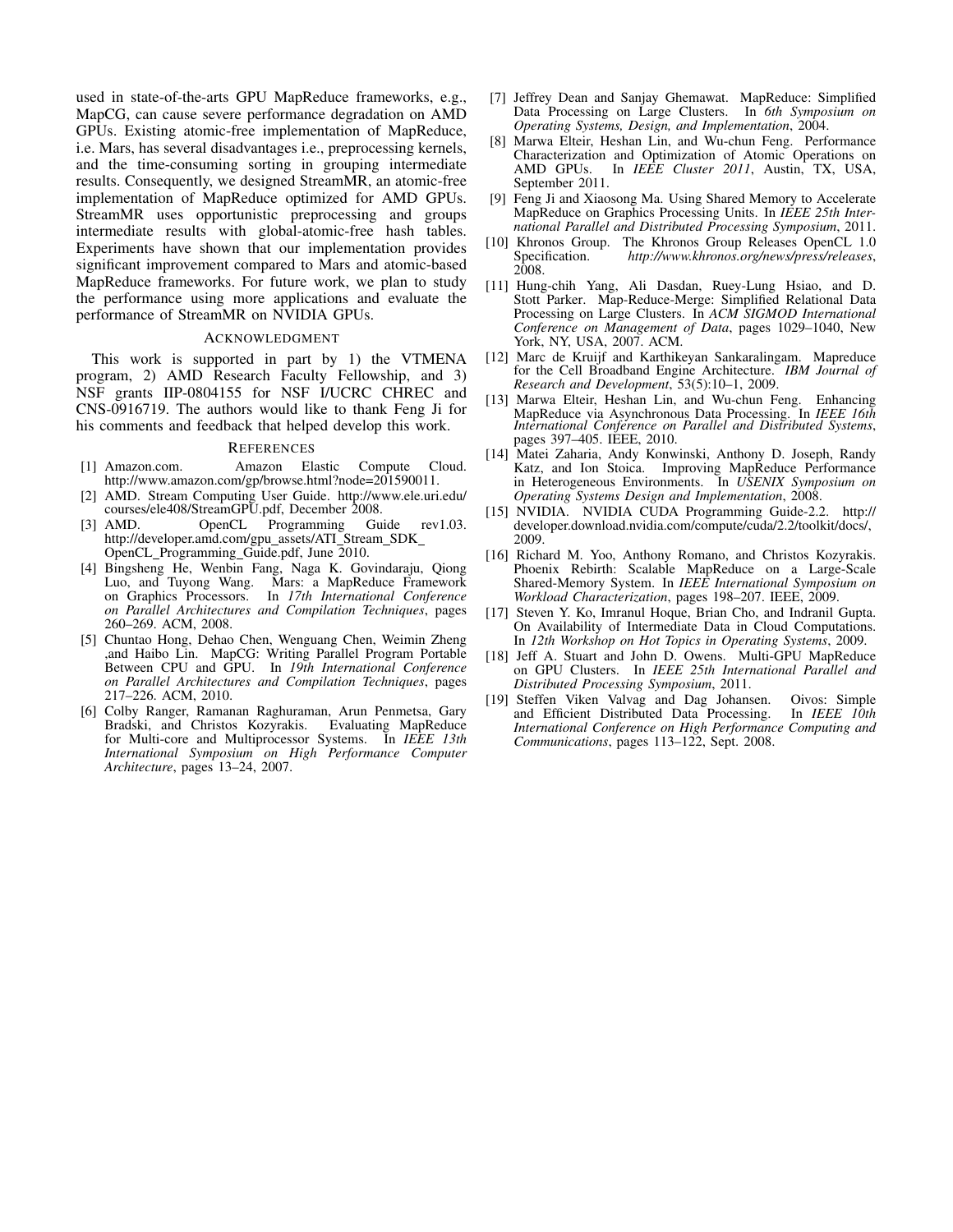used in state-of-the-arts GPU MapReduce frameworks, e.g., MapCG, can cause severe performance degradation on AMD GPUs. Existing atomic-free implementation of MapReduce, i.e. Mars, has several disadvantages i.e., preprocessing kernels, and the time-consuming sorting in grouping intermediate results. Consequently, we designed StreamMR, an atomic-free implementation of MapReduce optimized for AMD GPUs. StreamMR uses opportunistic preprocessing and groups intermediate results with global-atomic-free hash tables. Experiments have shown that our implementation provides significant improvement compared to Mars and atomic-based MapReduce frameworks. For future work, we plan to study the performance using more applications and evaluate the performance of StreamMR on NVIDIA GPUs.

## Acknowledgment

This work is supported in part by 1) the VTMENA program, 2) AMD Research Faculty Fellowship, and 3) NSF grants IIP-0804155 for NSF I/UCRC CHREC and CNS-0916719. The authors would like to thank Feng Ji for his comments and feedback that helped develop this work.

## References

[1] Amazon.com. Amazon Elastic Compute Cloud. http://www.amazon.com/gp/browse.html?node=201590011.

[2] AMD. Stream Computing User Guide. http://www.ele.uri.edu/courses/ele408/StreamGPU.pdf, December 2008.

[3] AMD. OpenCL Programming Guide rev1.03. http://developer.amd.com/gpu_assets/ATI_Stream_SDK_OpenCL_Programming_Guide.pdf, June 2010.

[4] Bingsheng He, Wenbin Fang, Naga K. Govindaraju, Qiong Luo, and Tuyong Wang. Mars: a MapReduce Framework on Graphics Processors. In *17th International Conference on Parallel Architectures and Compilation Techniques*, pages 260–269. ACM, 2008.

[5] Chuntao Hong, Dehao Chen, Wenguang Chen, Weimin Zheng ,and Haibo Lin. MapCG: Writing Parallel Program Portable Between CPU and GPU. In *19th International Conference on Parallel Architectures and Compilation Techniques*, pages 217–226. ACM, 2010.

[6] Colby Ranger, Ramanan Raghuraman, Arun Penmetsa, Gary Bradski, and Christos Kozyrakis. Evaluating MapReduce for Multi-core and Multiprocessor Systems. In *IEEE 13th International Symposium on High Performance Computer Architecture*, pages 13–24, 2007.

[7] Jeffrey Dean and Sanjay Ghemawat. MapReduce: Simplified Data Processing on Large Clusters. In *6th Symposium on Operating Systems, Design, and Implementation*, 2004.

[8] Marwa Elteir, Heshan Lin, and Wu-chun Feng. Performance Characterization and Optimization of Atomic Operations on AMD GPUs. In *IEEE Cluster 2011*, Austin, TX, USA, September 2011.

[9] Feng Ji and Xiaosong Ma. Using Shared Memory to Accelerate MapReduce on Graphics Processing Units. In *IEEE 25th International Parallel and Distributed Processing Symposium*, 2011.

[10] Khronos Group. The Khronos Group Releases OpenCL 1.0 Specification. *http://www.khronos.org/news/press/releases*, 2008.

[11] Hung-chih Yang, Ali Dasdan, Ruey-Lung Hsiao, and D. Stott Parker. Map-Reduce-Merge: Simplified Relational Data Processing on Large Clusters. In *ACM SIGMOD International Conference on Management of Data*, pages 1029–1040, New York, NY, USA, 2007. ACM.

[12] Marc de Kruijf and Karthikeyan Sankaralingam. Mapreduce for the Cell Broadband Engine Architecture. *IBM Journal of Research and Development*, 53(5):10–1, 2009.

[13] Marwa Elteir, Heshan Lin, and Wu-chun Feng. Enhancing MapReduce via Asynchronous Data Processing. In *IEEE 16th International Conference on Parallel and Distributed Systems*, pages 397–405. IEEE, 2010.

[14] Matei Zaharia, Andy Konwinski, Anthony D. Joseph, Randy Katz, and Ion Stoica. Improving MapReduce Performance in Heterogeneous Environments. In *USENIX Symposium on Operating Systems Design and Implementation*, 2008.

[15] NVIDIA. NVIDIA CUDA Programming Guide-2.2. http://developer.download.nvidia.com/compute/cuda/2.2/toolkit/docs/, 2009.

[16] Richard M. Yoo, Anthony Romano, and Christos Kozyrakis. Phoenix Rebirth: Scalable MapReduce on a Large-Scale Shared-Memory System. In *IEEE International Symposium on Workload Characterization*, pages 198–207. IEEE, 2009.

[17] Steven Y. Ko, Imranul Hoque, Brian Cho, and Indranil Gupta. On Availability of Intermediate Data in Cloud Computations. In *12th Workshop on Hot Topics in Operating Systems*, 2009.

[18] Jeff A. Stuart and John D. Owens. Multi-GPU MapReduce on GPU Clusters. In *IEEE 25th International Parallel and Distributed Processing Symposium*, 2011.

[19] Steffen Viken Valvag and Dag Johansen. Oivos: Simple and Efficient Distributed Data Processing. In *IEEE 10th International Conference on High Performance Computing and Communications*, pages 113–122, Sept. 2008.